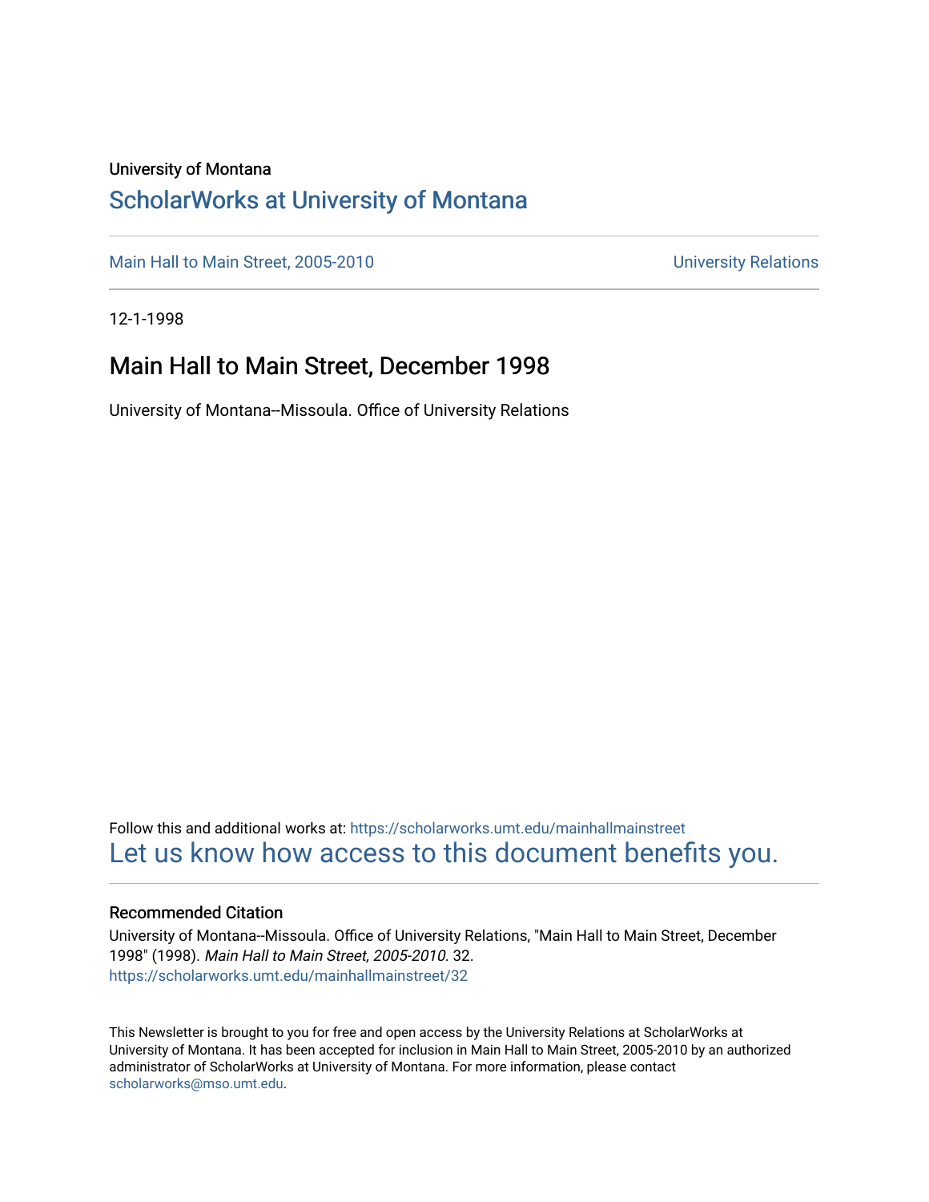University of Montana

# ScholarWorks at University of Montana

Main Hall to Main Street, 2005-2010 | University Relations

12-1-1998

## Main Hall to Main Street, December 1998

University of Montana--Missoula. Office of University Relations

Follow this and additional works at: https://scholarworks.umt.edu/mainhallmainstreet

Let us know how access to this document benefits you.

### Recommended Citation

University of Montana--Missoula. Office of University Relations, "Main Hall to Main Street, December 1998" (1998). *Main Hall to Main Street, 2005-2010*. 32.
https://scholarworks.umt.edu/mainhallmainstreet/32

This Newsletter is brought to you for free and open access by the University Relations at ScholarWorks at University of Montana. It has been accepted for inclusion in Main Hall to Main Street, 2005-2010 by an authorized administrator of ScholarWorks at University of Montana. For more information, please contact scholarworks@mso.umt.edu.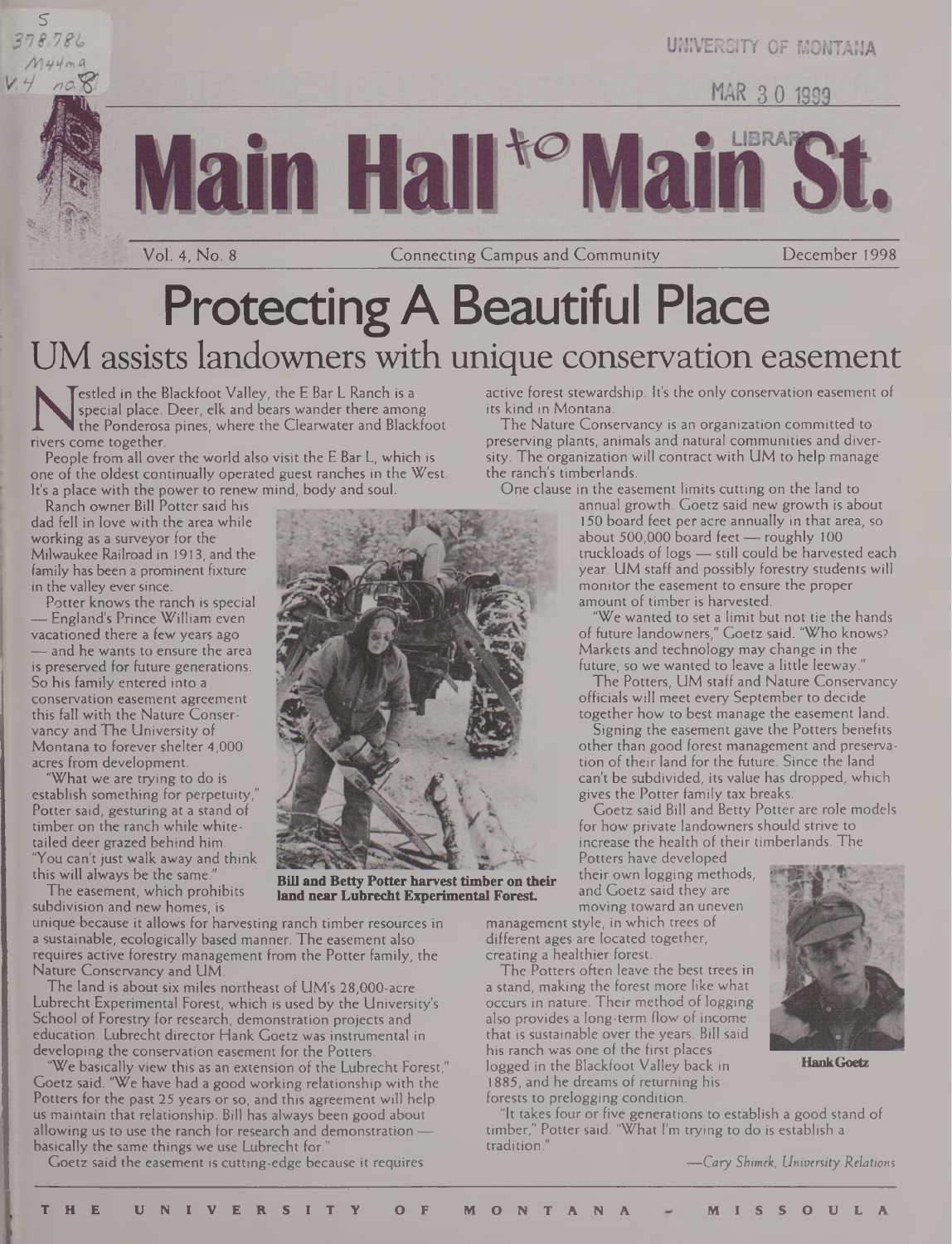# Main Hall to Main St.

Vol. 4, No. 8 | Connecting Campus and Community | December 1998

# Protecting A Beautiful Place

## UM assists landowners with unique conservation easement

Nestled in the Blackfoot Valley, the E Bar L Ranch is a special place. Deer, elk and bears wander there among the Ponderosa pines, where the Clearwater and Blackfoot rivers come together.

People from all over the world also visit the E Bar L, which is one of the oldest continually operated guest ranches in the West. It's a place with the power to renew mind, body and soul.

Ranch owner Bill Potter said his dad fell in love with the area while working as a surveyor for the Milwaukee Railroad in 1913, and the family has been a prominent fixture in the valley ever since.

Potter knows the ranch is special — England's Prince William even vacationed there a few years ago — and he wants to ensure the area is preserved for future generations. So his family entered into a conservation easement agreement this fall with the Nature Conservancy and The University of Montana to forever shelter 4,000 acres from development.

"What we are trying to do is establish something for perpetuity," Potter said, gesturing at a stand of timber on the ranch while white-tailed deer grazed behind him. "You can't just walk away and think this will always be the same."

The easement, which prohibits subdivision and new homes, is unique because it allows for harvesting ranch timber resources in a sustainable, ecologically based manner. The easement also requires active forestry management from the Potter family, the Nature Conservancy and UM.

**Bill and Betty Potter harvest timber on their land near Lubrecht Experimental Forest.**

The land is about six miles northeast of UM's 28,000-acre Lubrecht Experimental Forest, which is used by the University's School of Forestry for research, demonstration projects and education. Lubrecht director Hank Goetz was instrumental in developing the conservation easement for the Potters.

"We basically view this as an extension of the Lubrecht Forest," Goetz said. "We have had a good working relationship with the Potters for the past 25 years or so, and this agreement will help us maintain that relationship. Bill has always been good about allowing us to use the ranch for research and demonstration — basically the same things we use Lubrecht for."

Goetz said the easement is cutting-edge because it requires active forest stewardship. It's the only conservation easement of its kind in Montana.

The Nature Conservancy is an organization committed to preserving plants, animals and natural communities and diversity. The organization will contract with UM to help manage the ranch's timberlands.

One clause in the easement limits cutting on the land to annual growth. Goetz said new growth is about 150 board feet per acre annually in that area, so about 500,000 board feet — roughly 100 truckloads of logs — still could be harvested each year. UM staff and possibly forestry students will monitor the easement to ensure the proper amount of timber is harvested.

"We wanted to set a limit but not tie the hands of future landowners," Goetz said. "Who knows? Markets and technology may change in the future, so we wanted to leave a little leeway."

The Potters, UM staff and Nature Conservancy officials will meet every September to decide together how to best manage the easement land.

Signing the easement gave the Potters benefits other than good forest management and preservation of their land for the future. Since the land can't be subdivided, its value has dropped, which gives the Potter family tax breaks.

Goetz said Bill and Betty Potter are role models for how private landowners should strive to increase the health of their timberlands. The Potters have developed their own logging methods, and Goetz said they are moving toward an uneven management style, in which trees of different ages are located together, creating a healthier forest.

**Hank Goetz**

The Potters often leave the best trees in a stand, making the forest more like what occurs in nature. Their method of logging also provides a long-term flow of income that is sustainable over the years. Bill said his ranch was one of the first places logged in the Blackfoot Valley back in 1885, and he dreams of returning his forests to prelogging condition.

"It takes four or five generations to establish a good stand of timber," Potter said. "What I'm trying to do is establish a tradition."

*—Cary Shimek, University Relations*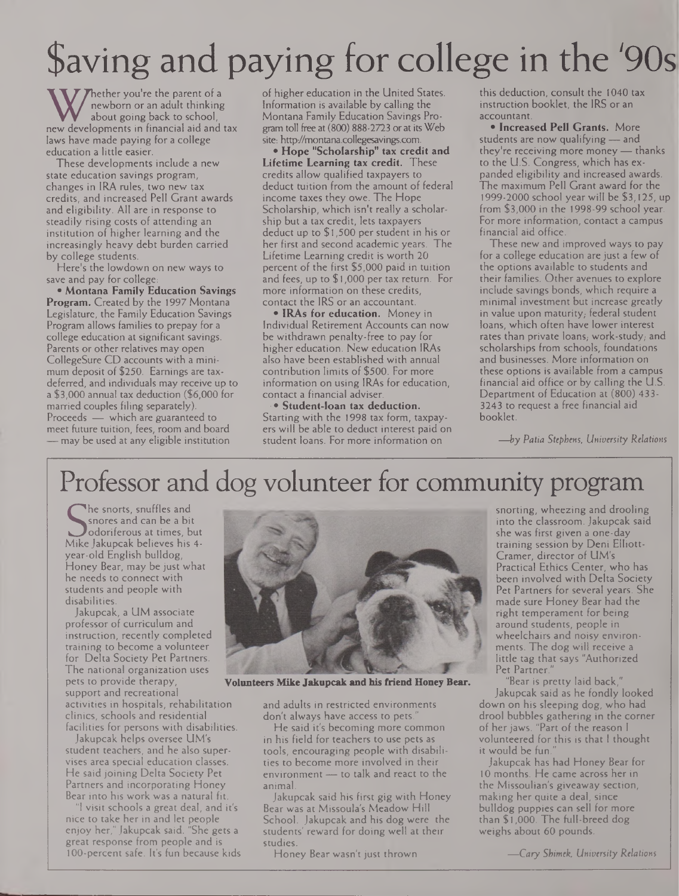# $aving and paying for college in the '90s

Whether you're the parent of a newborn or an adult thinking about going back to school, new developments in financial aid and tax laws have made paying for a college education a little easier.

These developments include a new state education savings program, changes in IRA rules, two new tax credits, and increased Pell Grant awards and eligibility. All are in response to steadily rising costs of attending an institution of higher learning and the increasingly heavy debt burden carried by college students.

Here's the lowdown on new ways to save and pay for college:

• **Montana Family Education Savings Program.** Created by the 1997 Montana Legislature, the Family Education Savings Program allows families to prepay for a college education at significant savings. Parents or other relatives may open CollegeSure CD accounts with a minimum deposit of $250. Earnings are tax-deferred, and individuals may receive up to a $3,000 annual tax deduction ($6,000 for married couples filing separately). Proceeds — which are guaranteed to meet future tuition, fees, room and board — may be used at any eligible institution of higher education in the United States. Information is available by calling the Montana Family Education Savings Program toll free at (800) 888-2723 or at its Web site: http://montana.collegesavings.com.

• **Hope "Scholarship" tax credit and Lifetime Learning tax credit.** These credits allow qualified taxpayers to deduct tuition from the amount of federal income taxes they owe. The Hope Scholarship, which isn't really a scholarship but a tax credit, lets taxpayers deduct up to $1,500 per student in his or her first and second academic years. The Lifetime Learning credit is worth 20 percent of the first $5,000 paid in tuition and fees, up to $1,000 per tax return. For more information on these credits, contact the IRS or an accountant.

• **IRAs for education.** Money in Individual Retirement Accounts can now be withdrawn penalty-free to pay for higher education. New education IRAs also have been established with annual contribution limits of $500. For more information on using IRAs for education, contact a financial adviser.

• **Student-loan tax deduction.** Starting with the 1998 tax form, taxpayers will be able to deduct interest paid on student loans. For more information on this deduction, consult the 1040 tax instruction booklet, the IRS or an accountant.

• **Increased Pell Grants.** More students are now qualifying — and they're receiving more money — thanks to the U.S. Congress, which has expanded eligibility and increased awards. The maximum Pell Grant award for the 1999-2000 school year will be $3,125, up from $3,000 in the 1998-99 school year. For more information, contact a campus financial aid office.

These new and improved ways to pay for a college education are just a few of the options available to students and their families. Other avenues to explore include savings bonds, which require a minimal investment but increase greatly in value upon maturity; federal student loans, which often have lower interest rates than private loans; work-study; and scholarships from schools, foundations and businesses. More information on these options is available from a campus financial aid office or by calling the U.S. Department of Education at (800) 433-3243 to request a free financial aid booklet.

*—by Patia Stephens, University Relations*

# Professor and dog volunteer for community program

She snorts, snuffles and snores and can be a bit odoriferous at times, but Mike Jakupcak believes his 4-year-old English bulldog, Honey Bear, may be just what he needs to connect with students and people with disabilities.

Jakupcak, a UM associate professor of curriculum and instruction, recently completed training to become a volunteer for Delta Society Pet Partners. The national organization uses pets to provide therapy, support and recreational activities in hospitals, rehabilitation clinics, schools and residential facilities for persons with disabilities.

Jakupcak helps oversee UM's student teachers, and he also supervises area special education classes. He said joining Delta Society Pet Partners and incorporating Honey Bear into his work was a natural fit.

"I visit schools a great deal, and it's nice to take her in and let people enjoy her," Jakupcak said. "She gets a great response from people and is 100-percent safe. It's fun because kids and adults in restricted environments don't always have access to pets."

He said it's becoming more common in his field for teachers to use pets as tools, encouraging people with disabilities to become more involved in their environment — to talk and react to the animal.

Jakupcak said his first gig with Honey Bear was at Missoula's Meadow Hill School. Jakupcak and his dog were the students' reward for doing well at their studies.

Honey Bear wasn't just thrown snorting, wheezing and drooling into the classroom. Jakupcak said she was first given a one-day training session by Deni Elliott-Cramer, director of UM's Practical Ethics Center, who has been involved with Delta Society Pet Partners for several years. She made sure Honey Bear had the right temperament for being around students, people in wheelchairs and noisy environments. The dog will receive a little tag that says "Authorized Pet Partner."

"Bear is pretty laid back," Jakupcak said as he fondly looked down on his sleeping dog, who had drool bubbles gathering in the corner of her jaws. "Part of the reason I volunteered for this is that I thought it would be fun."

Jakupcak has had Honey Bear for 10 months. He came across her in the Missoulian's giveaway section, making her quite a deal, since bulldog puppies can sell for more than $1,000. The full-breed dog weighs about 60 pounds.

**Volunteers Mike Jakupcak and his friend Honey Bear.**

*—Cary Shimek, University Relations*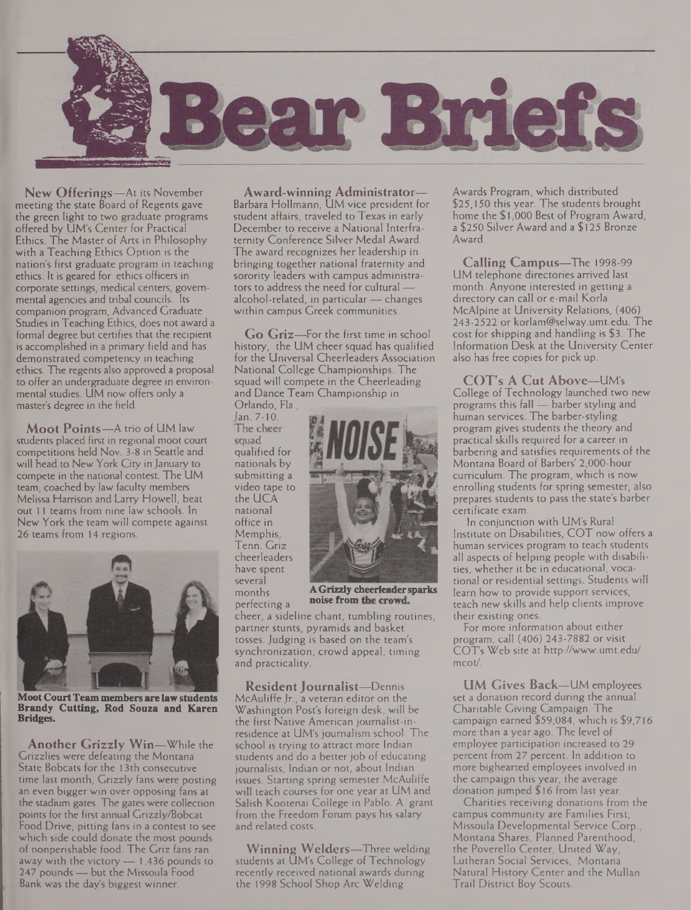# Bear Briefs

**New Offerings**—At its November meeting the state Board of Regents gave the green light to two graduate programs offered by UM's Center for Practical Ethics. The Master of Arts in Philosophy with a Teaching Ethics Option is the nation's first graduate program in teaching ethics. It is geared for ethics officers in corporate settings, medical centers, governmental agencies and tribal councils. Its companion program, Advanced Graduate Studies in Teaching Ethics, does not award a formal degree but certifies that the recipient is accomplished in a primary field and has demonstrated competency in teaching ethics. The regents also approved a proposal to offer an undergraduate degree in environmental studies. UM now offers only a master's degree in the field.

**Moot Points**—A trio of UM law students placed first in regional moot court competitions held Nov. 3-8 in Seattle and will head to New York City in January to compete in the national contest. The UM team, coached by law faculty members Melissa Harrison and Larry Howell, beat out 11 teams from nine law schools. In New York the team will compete against 26 teams from 14 regions.

**Moot Court Team members are law students Brandy Cutting, Rod Souza and Karen Bridges.**

**Another Grizzly Win**—While the Grizzlies were defeating the Montana State Bobcats for the 13th consecutive time last month, Grizzly fans were posting an even bigger win over opposing fans at the stadium gates. The gates were collection points for the first annual Grizzly/Bobcat Food Drive, pitting fans in a contest to see which side could donate the most pounds of nonperishable food. The Griz fans ran away with the victory — 1,436 pounds to 247 pounds — but the Missoula Food Bank was the day's biggest winner.

**Award-winning Administrator**—Barbara Hollmann, UM vice president for student affairs, traveled to Texas in early December to receive a National Interfraternity Conference Silver Medal Award. The award recognizes her leadership in bringing together national fraternity and sorority leaders with campus administrators to address the need for cultural — alcohol-related, in particular — changes within campus Greek communities.

**Go Griz**—For the first time in school history, the UM cheer squad has qualified for the Universal Cheerleaders Association National College Championships. The squad will compete in the Cheerleading and Dance Team Championship in Orlando, Fla., Jan. 7-10. The cheer squad qualified for nationals by submitting a video tape to the UCA national office in Memphis, Tenn. Griz cheerleaders have spent several months perfecting a cheer, a sideline chant, tumbling routines, partner stunts, pyramids and basket tosses. Judging is based on the team's synchronization, crowd appeal, timing and practicality.

**A Grizzly cheerleader sparks noise from the crowd.**

**Resident Journalist**—Dennis McAuliffe Jr., a veteran editor on the Washington Post's foreign desk, will be the first Native American journalist-in-residence at UM's journalism school. The school is trying to attract more Indian students and do a better job of educating journalists, Indian or not, about Indian issues. Starting spring semester McAuliffe will teach courses for one year at UM and Salish Kootenai College in Pablo. A grant from the Freedom Forum pays his salary and related costs.

**Winning Welders**—Three welding students at UM's College of Technology recently received national awards during the 1998 School Shop Arc Welding Awards Program, which distributed $25,150 this year. The students brought home the $1,000 Best of Program Award, a $250 Silver Award and a $125 Bronze Award.

**Calling Campus**—The 1998-99 UM telephone directories arrived last month. Anyone interested in getting a directory can call or e-mail Korla McAlpine at University Relations, (406) 243-2522 or korlam@selway.umt.edu. The cost for shipping and handling is $3. The Information Desk at the University Center also has free copies for pick up.

**COT's A Cut Above**—UM's College of Technology launched two new programs this fall — barber styling and human services. The barber-styling program gives students the theory and practical skills required for a career in barbering and satisfies requirements of the Montana Board of Barbers' 2,000-hour curriculum. The program, which is now enrolling students for spring semester, also prepares students to pass the state's barber certificate exam.

In conjunction with UM's Rural Institute on Disabilities, COT now offers a human services program to teach students all aspects of helping people with disabilities, whether it be in educational, vocational or residential settings. Students will learn how to provide support services, teach new skills and help clients improve their existing ones.

For more information about either program, call (406) 243-7882 or visit COT's Web site at http://www.umt.edu/mcot/.

**UM Gives Back**—UM employees set a donation record during the annual Charitable Giving Campaign. The campaign earned $59,084, which is $9,716 more than a year ago. The level of employee participation increased to 29 percent from 27 percent. In addition to more bighearted employees involved in the campaign this year, the average donation jumped $16 from last year.

Charities receiving donations from the campus community are Families First, Missoula Developmental Service Corp., Montana Shares, Planned Parenthood, the Poverello Center, United Way, Lutheran Social Services, Montana Natural History Center and the Mullan Trail District Boy Scouts.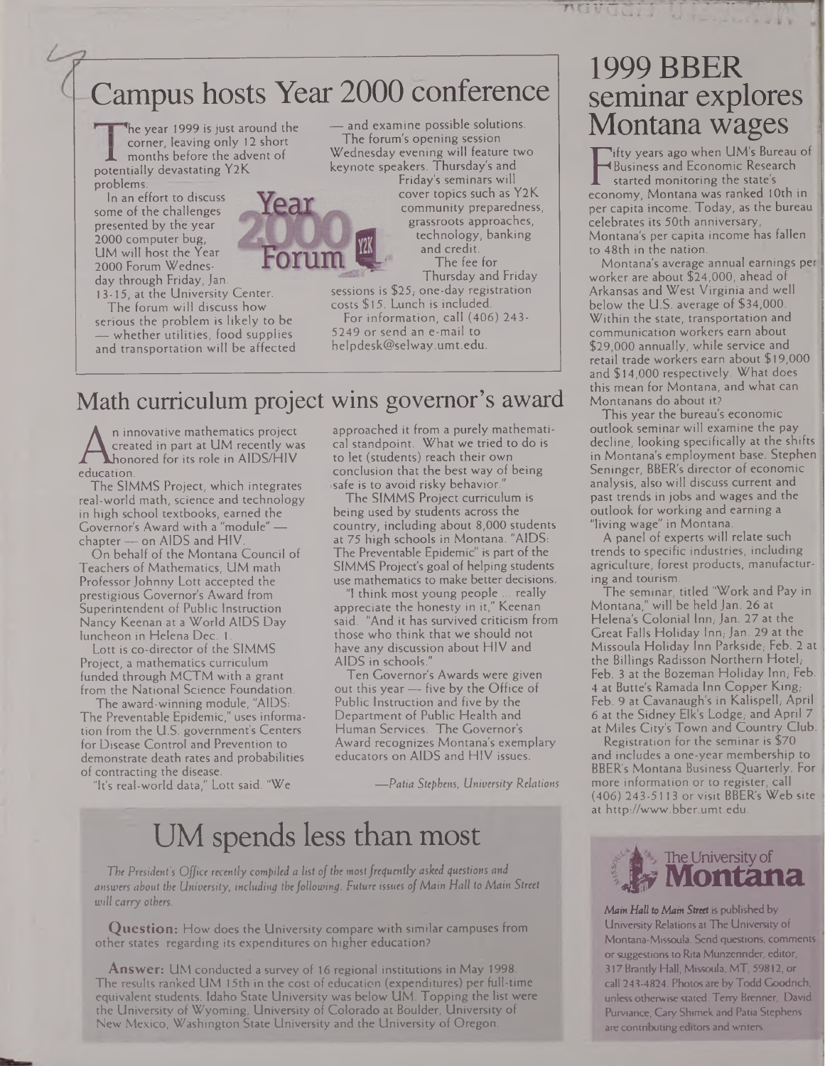# Campus hosts Year 2000 conference

The year 1999 is just around the corner, leaving only 12 short months before the advent of potentially devastating Y2K problems.

In an effort to discuss some of the challenges presented by the year 2000 computer bug, UM will host the Year 2000 Forum Wednesday through Friday, Jan. 13-15, at the University Center.

The forum will discuss how serious the problem is likely to be — whether utilities, food supplies and transportation will be affected — and examine possible solutions.

The forum's opening session Wednesday evening will feature two keynote speakers. Thursday's and Friday's seminars will cover topics such as Y2K community preparedness, grassroots approaches, technology, banking and credit.

The fee for Thursday and Friday sessions is $25; one-day registration costs $15. Lunch is included.

For information, call (406) 243-5249 or send an e-mail to helpdesk@selway.umt.edu.

## Math curriculum project wins governor's award

An innovative mathematics project created in part at UM recently was honored for its role in AIDS/HIV education.

The SIMMS Project, which integrates real-world math, science and technology in high school textbooks, earned the Governor's Award with a "module" — chapter — on AIDS and HIV.

On behalf of the Montana Council of Teachers of Mathematics, UM math Professor Johnny Lott accepted the prestigious Governor's Award from Superintendent of Public Instruction Nancy Keenan at a World AIDS Day luncheon in Helena Dec. 1.

Lott is co-director of the SIMMS Project, a mathematics curriculum funded through MCTM with a grant from the National Science Foundation.

The award-winning module, "AIDS: The Preventable Epidemic," uses information from the U.S. government's Centers for Disease Control and Prevention to demonstrate death rates and probabilities of contracting the disease.

"It's real-world data," Lott said. "We approached it from a purely mathematical standpoint. What we tried to do is to let (students) reach their own conclusion that the best way of being safe is to avoid risky behavior."

The SIMMS Project curriculum is being used by students across the country, including about 8,000 students at 75 high schools in Montana. "AIDS: The Preventable Epidemic" is part of the SIMMS Project's goal of helping students use mathematics to make better decisions.

"I think most young people ... really appreciate the honesty in it," Keenan said. "And it has survived criticism from those who think that we should not have any discussion about HIV and AIDS in schools."

Ten Governor's Awards were given out this year — five by the Office of Public Instruction and five by the Department of Public Health and Human Services. The Governor's Award recognizes Montana's exemplary educators on AIDS and HIV issues.

*—Patia Stephens, University Relations*

# 1999 BBER seminar explores Montana wages

Fifty years ago when UM's Bureau of Business and Economic Research started monitoring the state's economy, Montana was ranked 10th in per capita income. Today, as the bureau celebrates its 50th anniversary, Montana's per capita income has fallen to 48th in the nation.

Montana's average annual earnings per worker are about $24,000, ahead of Arkansas and West Virginia and well below the U.S. average of $34,000. Within the state, transportation and communication workers earn about $29,000 annually, while service and retail trade workers earn about $19,000 and $14,000 respectively. What does this mean for Montana, and what can Montanans do about it?

This year the bureau's economic outlook seminar will examine the pay decline, looking specifically at the shifts in Montana's employment base. Stephen Seninger, BBER's director of economic analysis, also will discuss current and past trends in jobs and wages and the outlook for working and earning a "living wage" in Montana.

A panel of experts will relate such trends to specific industries, including agriculture, forest products, manufacturing and tourism.

The seminar, titled "Work and Pay in Montana," will be held Jan. 26 at Helena's Colonial Inn; Jan. 27 at the Great Falls Holiday Inn; Jan. 29 at the Missoula Holiday Inn Parkside; Feb. 2 at the Billings Radisson Northern Hotel; Feb. 3 at the Bozeman Holiday Inn; Feb. 4 at Butte's Ramada Inn Copper King; Feb. 9 at Cavanaugh's in Kalispell; April 6 at the Sidney Elk's Lodge; and April 7 at Miles City's Town and Country Club.

Registration for the seminar is $70 and includes a one-year membership to BBER's Montana Business Quarterly. For more information or to register, call (406) 243-5113 or visit BBER's Web site at http://www.bber.umt.edu.

# UM spends less than most

*The President's Office recently compiled a list of the most frequently asked questions and answers about the University, including the following. Future issues of Main Hall to Main Street will carry others.*

**Question:** How does the University compare with similar campuses from other states regarding its expenditures on higher education?

**Answer:** UM conducted a survey of 16 regional institutions in May 1998. The results ranked UM 15th in the cost of education (expenditures) per full-time equivalent students. Idaho State University was below UM. Topping the list were the University of Wyoming, University of Colorado at Boulder, University of New Mexico, Washington State University and the University of Oregon.

The University of Montana

*Main Hall to Main Street* is published by University Relations at The University of Montana-Missoula. Send questions, comments or suggestions to Rita Munzenrider, editor, 317 Brantly Hall, Missoula, MT, 59812, or call 243-4824. Photos are by Todd Goodrich, unless otherwise stated. Terry Brenner, David Purviance, Cary Shimek and Patia Stephens are contributing editors and writers.